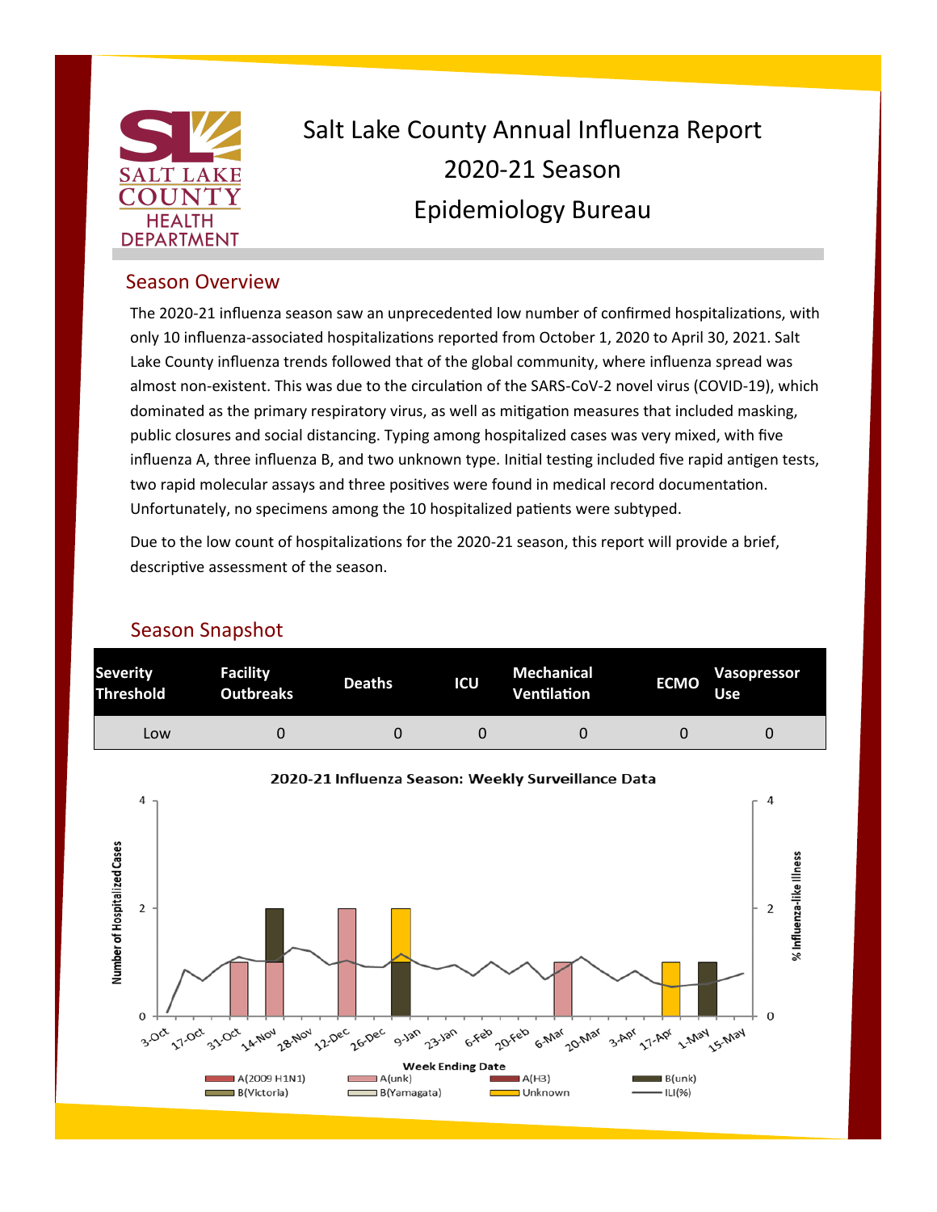# Salt Lake County Annual Influenza Report
# 2020-21 Season
# Epidemiology Bureau

## Season Overview

The 2020-21 influenza season saw an unprecedented low number of confirmed hospitalizations, with only 10 influenza-associated hospitalizations reported from October 1, 2020 to April 30, 2021. Salt Lake County influenza trends followed that of the global community, where influenza spread was almost non-existent. This was due to the circulation of the SARS-CoV-2 novel virus (COVID-19), which dominated as the primary respiratory virus, as well as mitigation measures that included masking, public closures and social distancing. Typing among hospitalized cases was very mixed, with five influenza A, three influenza B, and two unknown type. Initial testing included five rapid antigen tests, two rapid molecular assays and three positives were found in medical record documentation. Unfortunately, no specimens among the 10 hospitalized patients were subtyped.

Due to the low count of hospitalizations for the 2020-21 season, this report will provide a brief, descriptive assessment of the season.

## Season Snapshot

| Severity Threshold | Facility Outbreaks | Deaths | ICU | Mechanical Ventilation | ECMO | Vasopressor Use |
|---|---|---|---|---|---|---|
| Low | 0 | 0 | 0 | 0 | 0 | 0 |

**2020-21 Influenza Season: Weekly Surveillance Data**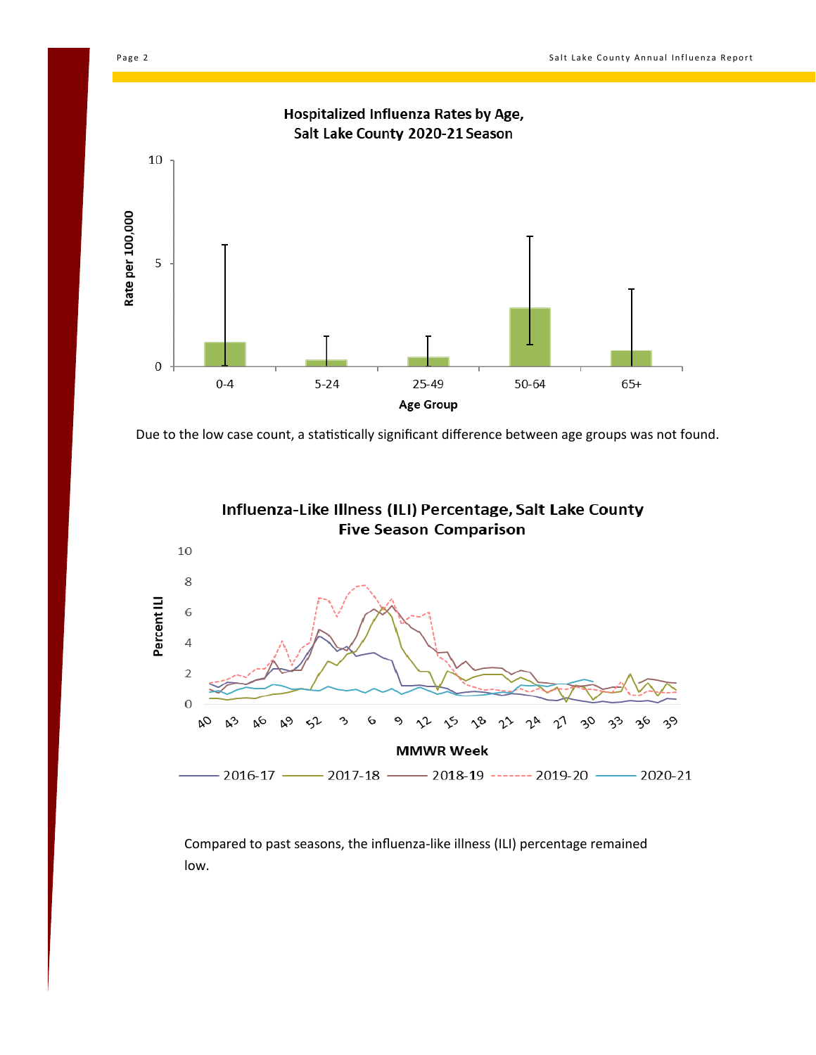**Hospitalized Influenza Rates by Age, Salt Lake County 2020-21 Season**

Due to the low case count, a statistically significant difference between age groups was not found.

**Influenza-Like Illness (ILI) Percentage, Salt Lake County Five Season Comparison**

Compared to past seasons, the influenza-like illness (ILI) percentage remained low.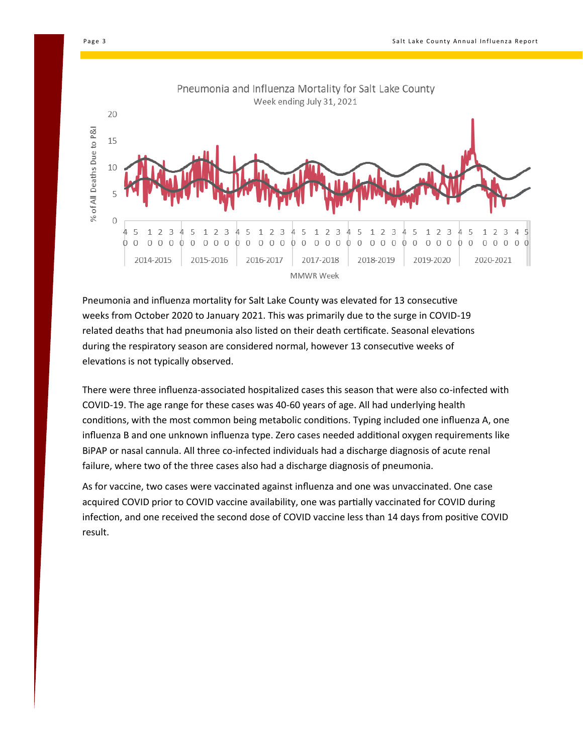Pneumonia and Influenza Mortality for Salt Lake County

Week ending July 31, 2021

Pneumonia and influenza mortality for Salt Lake County was elevated for 13 consecutive weeks from October 2020 to January 2021. This was primarily due to the surge in COVID-19 related deaths that had pneumonia also listed on their death certificate. Seasonal elevations during the respiratory season are considered normal, however 13 consecutive weeks of elevations is not typically observed.

There were three influenza-associated hospitalized cases this season that were also co-infected with COVID-19. The age range for these cases was 40-60 years of age. All had underlying health conditions, with the most common being metabolic conditions. Typing included one influenza A, one influenza B and one unknown influenza type. Zero cases needed additional oxygen requirements like BiPAP or nasal cannula. All three co-infected individuals had a discharge diagnosis of acute renal failure, where two of the three cases also had a discharge diagnosis of pneumonia.

As for vaccine, two cases were vaccinated against influenza and one was unvaccinated. One case acquired COVID prior to COVID vaccine availability, one was partially vaccinated for COVID during infection, and one received the second dose of COVID vaccine less than 14 days from positive COVID result.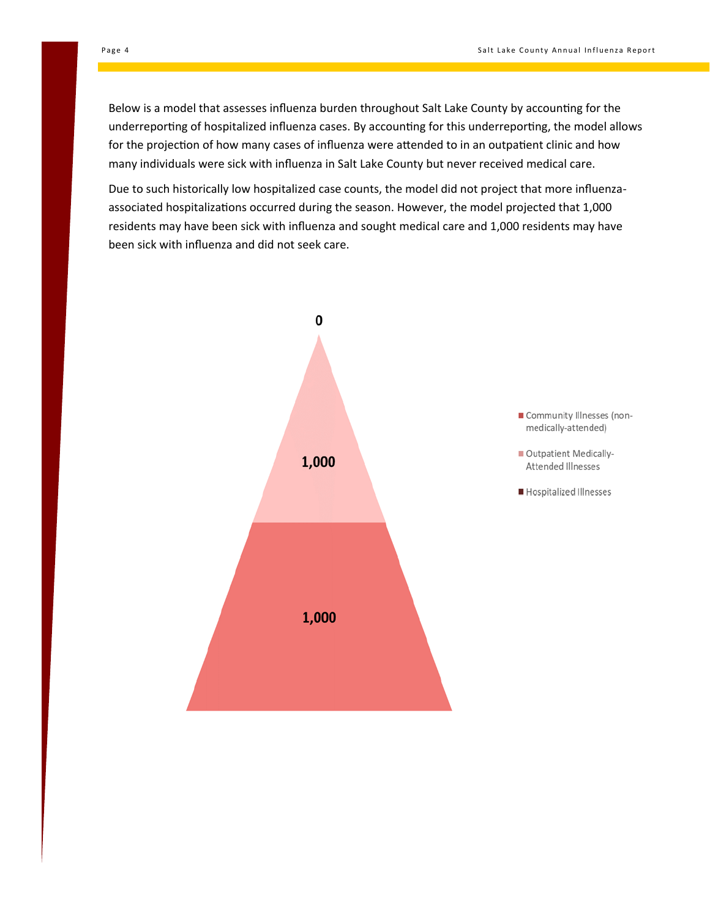Below is a model that assesses influenza burden throughout Salt Lake County by accounting for the underreporting of hospitalized influenza cases. By accounting for this underreporting, the model allows for the projection of how many cases of influenza were attended to in an outpatient clinic and how many individuals were sick with influenza in Salt Lake County but never received medical care.

Due to such historically low hospitalized case counts, the model did not project that more influenza-associated hospitalizations occurred during the season. However, the model projected that 1,000 residents may have been sick with influenza and sought medical care and 1,000 residents may have been sick with influenza and did not seek care.

0

1,000

1,000

- Community Illnesses (non-medically-attended)
- Outpatient Medically-Attended Illnesses
- Hospitalized Illnesses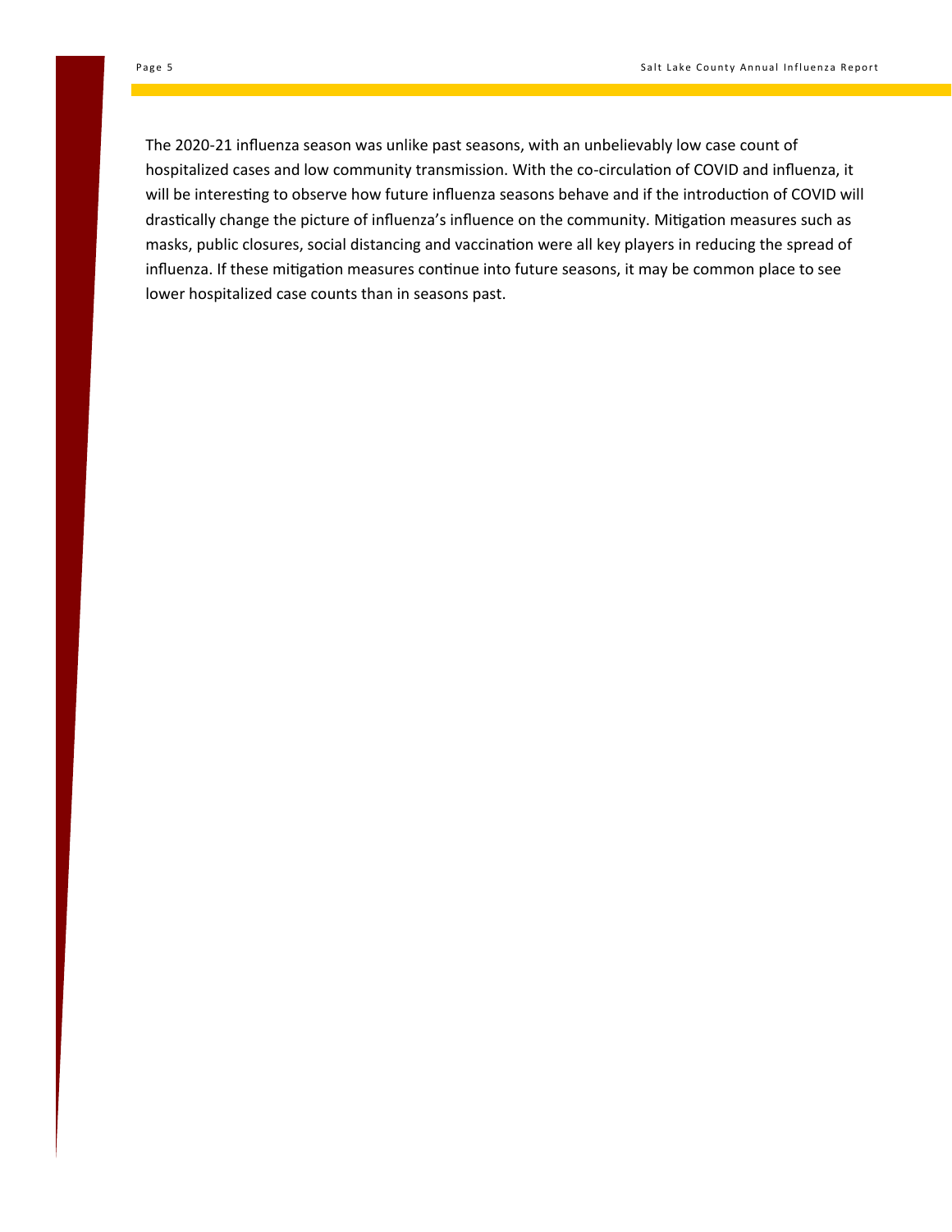The 2020-21 influenza season was unlike past seasons, with an unbelievably low case count of hospitalized cases and low community transmission. With the co-circulation of COVID and influenza, it will be interesting to observe how future influenza seasons behave and if the introduction of COVID will drastically change the picture of influenza's influence on the community. Mitigation measures such as masks, public closures, social distancing and vaccination were all key players in reducing the spread of influenza. If these mitigation measures continue into future seasons, it may be common place to see lower hospitalized case counts than in seasons past.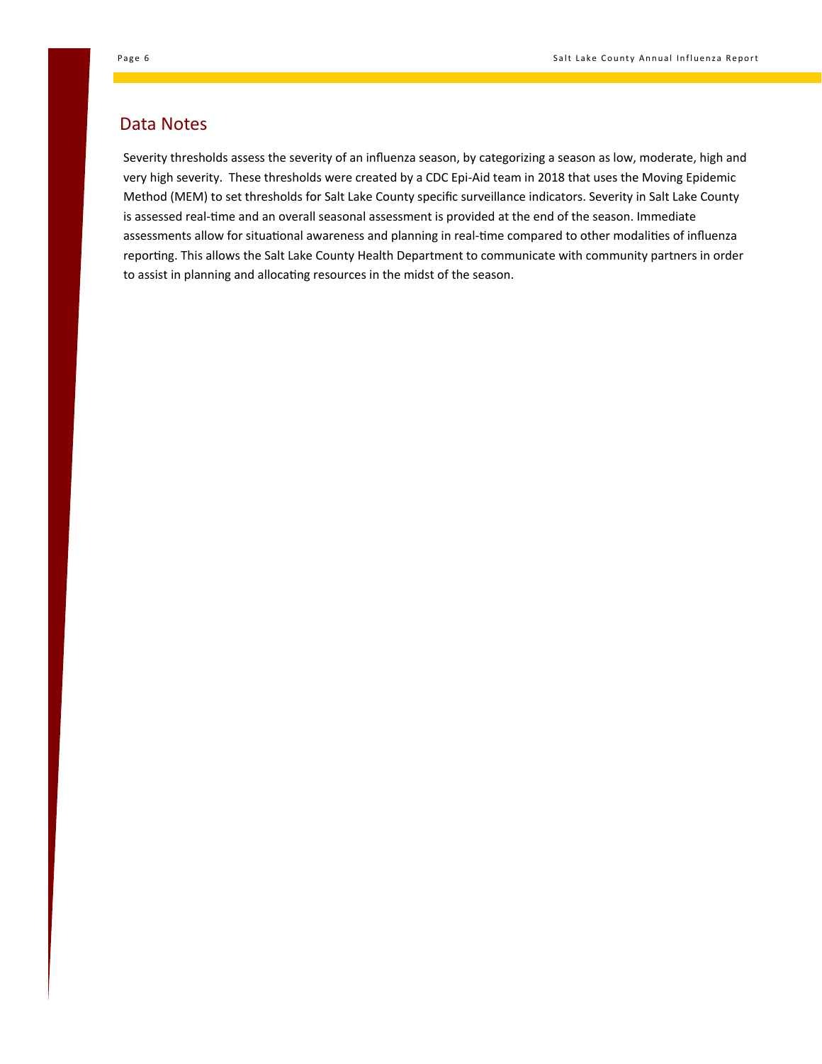## Data Notes

Severity thresholds assess the severity of an influenza season, by categorizing a season as low, moderate, high and very high severity. These thresholds were created by a CDC Epi-Aid team in 2018 that uses the Moving Epidemic Method (MEM) to set thresholds for Salt Lake County specific surveillance indicators. Severity in Salt Lake County is assessed real-time and an overall seasonal assessment is provided at the end of the season. Immediate assessments allow for situational awareness and planning in real-time compared to other modalities of influenza reporting. This allows the Salt Lake County Health Department to communicate with community partners in order to assist in planning and allocating resources in the midst of the season.